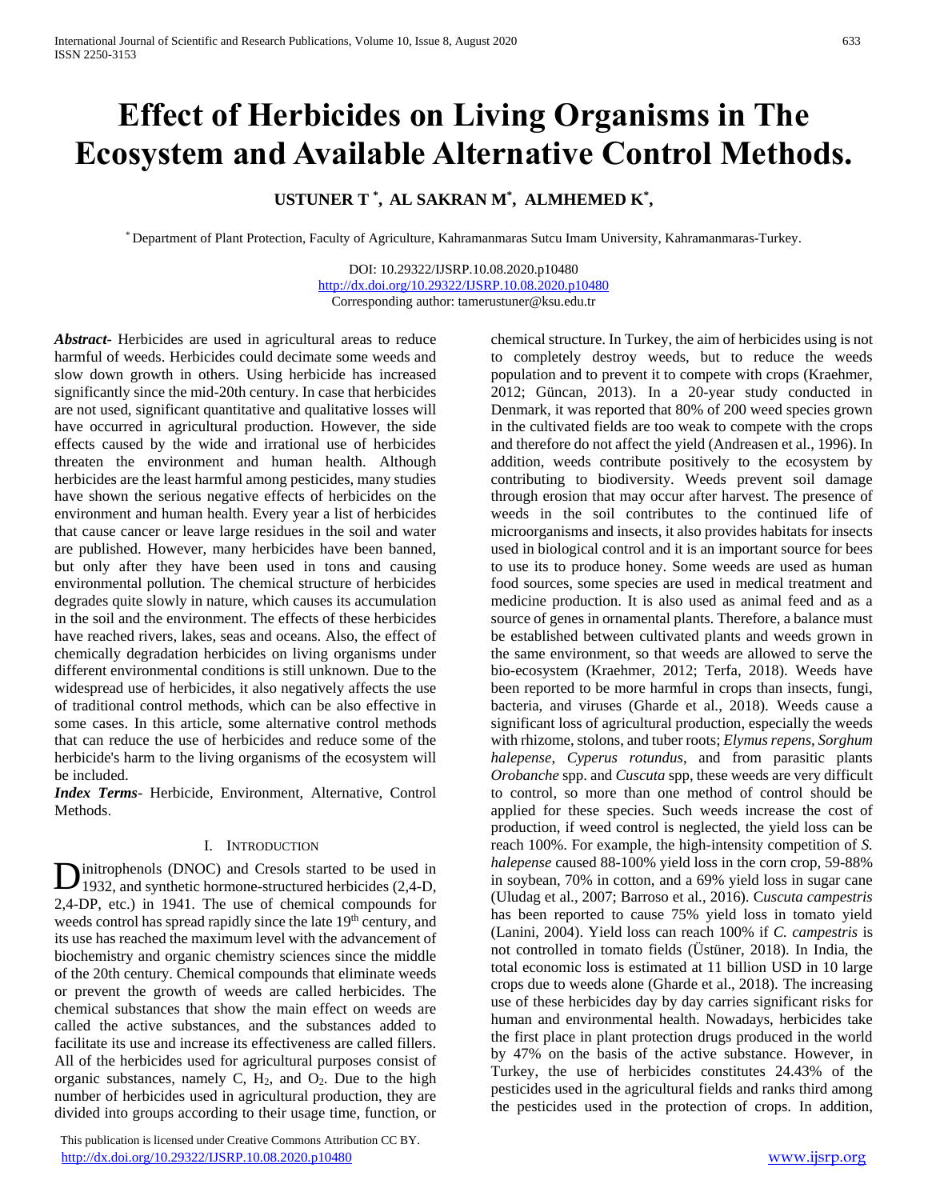# Effect of Herbicides on Living Organisms in The Ecosystem and Available Alternative Control Methods.

**USTUNER T [*], AL SAKRAN M[*], ALMHEMED K[*],**

[*] Department of Plant Protection, Faculty of Agriculture, Kahramanmaras Sutcu Imam University, Kahramanmaras-Turkey.

DOI: 10.29322/IJSRP.10.08.2020.p10480
http://dx.doi.org/10.29322/IJSRP.10.08.2020.p10480
Corresponding author: tamerustuner@ksu.edu.tr

***Abstract***- Herbicides are used in agricultural areas to reduce harmful of weeds. Herbicides could decimate some weeds and slow down growth in others. Using herbicide has increased significantly since the mid-20th century. In case that herbicides are not used, significant quantitative and qualitative losses will have occurred in agricultural production. However, the side effects caused by the wide and irrational use of herbicides threaten the environment and human health. Although herbicides are the least harmful among pesticides, many studies have shown the serious negative effects of herbicides on the environment and human health. Every year a list of herbicides that cause cancer or leave large residues in the soil and water are published. However, many herbicides have been banned, but only after they have been used in tons and causing environmental pollution. The chemical structure of herbicides degrades quite slowly in nature, which causes its accumulation in the soil and the environment. The effects of these herbicides have reached rivers, lakes, seas and oceans. Also, the effect of chemically degradation herbicides on living organisms under different environmental conditions is still unknown. Due to the widespread use of herbicides, it also negatively affects the use of traditional control methods, which can be also effective in some cases. In this article, some alternative control methods that can reduce the use of herbicides and reduce some of the herbicide's harm to the living organisms of the ecosystem will be included.

***Index Terms***- Herbicide, Environment, Alternative, Control Methods.

## I. Introduction

Dinitrophenols (DNOC) and Cresols started to be used in 1932, and synthetic hormone-structured herbicides (2,4-D, 2,4-DP, etc.) in 1941. The use of chemical compounds for weeds control has spread rapidly since the late 19th century, and its use has reached the maximum level with the advancement of biochemistry and organic chemistry sciences since the middle of the 20th century. Chemical compounds that eliminate weeds or prevent the growth of weeds are called herbicides. The chemical substances that show the main effect on weeds are called the active substances, and the substances added to facilitate its use and increase its effectiveness are called fillers. All of the herbicides used for agricultural purposes consist of organic substances, namely C, $H_2$, and $O_2$. Due to the high number of herbicides used in agricultural production, they are divided into groups according to their usage time, function, or chemical structure. In Turkey, the aim of herbicides using is not to completely destroy weeds, but to reduce the weeds population and to prevent it to compete with crops (Kraehmer, 2012; Güncan, 2013). In a 20-year study conducted in Denmark, it was reported that 80% of 200 weed species grown in the cultivated fields are too weak to compete with the crops and therefore do not affect the yield (Andreasen et al., 1996). In addition, weeds contribute positively to the ecosystem by contributing to biodiversity. Weeds prevent soil damage through erosion that may occur after harvest. The presence of weeds in the soil contributes to the continued life of microorganisms and insects, it also provides habitats for insects used in biological control and it is an important source for bees to use its to produce honey. Some weeds are used as human food sources, some species are used in medical treatment and medicine production. It is also used as animal feed and as a source of genes in ornamental plants. Therefore, a balance must be established between cultivated plants and weeds grown in the same environment, so that weeds are allowed to serve the bio-ecosystem (Kraehmer, 2012; Terfa, 2018). Weeds have been reported to be more harmful in crops than insects, fungi, bacteria, and viruses (Gharde et al., 2018). Weeds cause a significant loss of agricultural production, especially the weeds with rhizome, stolons, and tuber roots; *Elymus repens*, *Sorghum halepense*, *Cyperus rotundus*, and from parasitic plants *Orobanche* spp. and *Cuscuta* spp, these weeds are very difficult to control, so more than one method of control should be applied for these species. Such weeds increase the cost of production, if weed control is neglected, the yield loss can be reach 100%. For example, the high-intensity competition of *S. halepense* caused 88-100% yield loss in the corn crop, 59-88% in soybean, 70% in cotton, and a 69% yield loss in sugar cane (Uludag et al., 2007; Barroso et al., 2016). C*uscuta campestris* has been reported to cause 75% yield loss in tomato yield (Lanini, 2004). Yield loss can reach 100% if *C. campestris* is not controlled in tomato fields (Üstüner, 2018). In India, the total economic loss is estimated at 11 billion USD in 10 large crops due to weeds alone (Gharde et al., 2018). The increasing use of these herbicides day by day carries significant risks for human and environmental health. Nowadays, herbicides take the first place in plant protection drugs produced in the world by 47% on the basis of the active substance. However, in Turkey, the use of herbicides constitutes 24.43% of the pesticides used in the agricultural fields and ranks third among the pesticides used in the protection of crops. In addition,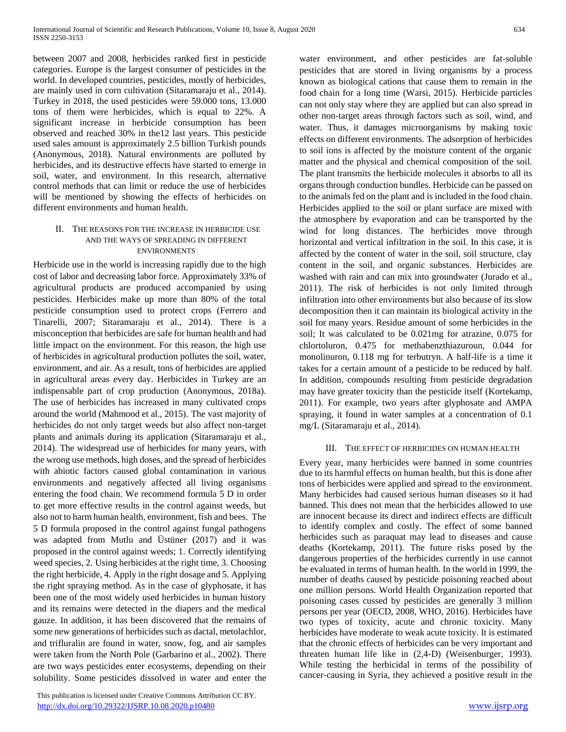between 2007 and 2008, herbicides ranked first in pesticide categories. Europe is the largest consumer of pesticides in the world. In developed countries, pesticides, mostly of herbicides, are mainly used in corn cultivation (Sitaramaraju et al., 2014). Turkey in 2018, the used pesticides were 59.000 tons, 13.000 tons of them were herbicides, which is equal to 22%. A significant increase in herbicide consumption has been observed and reached 30% in the12 last years. This pesticide used sales amount is approximately 2.5 billion Turkish pounds (Anonymous, 2018). Natural environments are polluted by herbicides, and its destructive effects have started to emerge in soil, water, and environment. In this research, alternative control methods that can limit or reduce the use of herbicides will be mentioned by showing the effects of herbicides on different environments and human health.

## II. THE REASONS FOR THE INCREASE IN HERBICIDE USE AND THE WAYS OF SPREADING IN DIFFERENT ENVIRONMENTS

Herbicide use in the world is increasing rapidly due to the high cost of labor and decreasing labor force. Approximately 33% of agricultural products are produced accompanied by using pesticides. Herbicides make up more than 80% of the total pesticide consumption used to protect crops (Ferrero and Tinarelli, 2007; Sitaramaraju et al., 2014). There is a misconception that herbicides are safe for human health and had little impact on the environment. For this reason, the high use of herbicides in agricultural production pollutes the soil, water, environment, and air. As a result, tons of herbicides are applied in agricultural areas every day. Herbicides in Turkey are an indispensable part of crop production (Anonymous, 2018a). The use of herbicides has increased in many cultivated crops around the world (Mahmood et al., 2015). The vast majority of herbicides do not only target weeds but also affect non-target plants and animals during its application (Sitaramaraju et al., 2014). The widespread use of herbicides for many years, with the wrong use methods, high doses, and the spread of herbicides with abiotic factors caused global contamination in various environments and negatively affected all living organisms entering the food chain. We recommend formula 5 D in order to get more effective results in the control against weeds, but also not to harm human health, environment, fish and bees. The 5 D formula proposed in the control against fungal pathogens was adapted from Mutlu and Üstüner (2017) and it was proposed in the control against weeds; 1. Correctly identifying weed species, 2. Using herbicides at the right time, 3. Choosing the right herbicide, 4. Apply in the right dosage and 5. Applying the right spraying method. As in the case of glyphosate, it has been one of the most widely used herbicides in human history and its remains were detected in the diapers and the medical gauze. In addition, it has been discovered that the remains of some new generations of herbicides such as dactal, metolachlor, and trifluralin are found in water, snow, fog, and air samples were taken from the North Pole (Garbarino et al., 2002). There are two ways pesticides enter ecosystems, depending on their solubility. Some pesticides dissolved in water and enter the water environment, and other pesticides are fat-soluble pesticides that are stored in living organisms by a process known as biological cations that cause them to remain in the food chain for a long time (Warsi, 2015). Herbicide particles can not only stay where they are applied but can also spread in other non-target areas through factors such as soil, wind, and water. Thus, it damages microorganisms by making toxic effects on different environments. The adsorption of herbicides to soil ions is affected by the moisture content of the organic matter and the physical and chemical composition of the soil. The plant transmits the herbicide molecules it absorbs to all its organs through conduction bundles. Herbicide can be passed on to the animals fed on the plant and is included in the food chain. Herbicides applied to the soil or plant surface are mixed with the atmosphere by evaporation and can be transported by the wind for long distances. The herbicides move through horizontal and vertical infiltration in the soil. In this case, it is affected by the content of water in the soil, soil structure, clay content in the soil, and organic substances. Herbicides are washed with rain and can mix into groundwater (Jurado et al., 2011). The risk of herbicides is not only limited through infiltration into other environments but also because of its slow decomposition then it can maintain its biological activity in the soil for many years. Residue amount of some herbicides in the soil; It was calculated to be 0.021mg for atrazine, 0.075 for chlortoluron, 0.475 for methabenzthiazuroun, 0.044 for monolinuron, 0.118 mg for terbutryn. A half-life is a time it takes for a certain amount of a pesticide to be reduced by half. In addition, compounds resulting from pesticide degradation may have greater toxicity than the pesticide itself (Kortekamp, 2011). For example, two years after glyphosate and AMPA spraying, it found in water samples at a concentration of 0.1 mg/L (Sitaramaraju et al., 2014).

## III. THE EFFECT OF HERBICIDES ON HUMAN HEALTH

Every year, many herbicides were banned in some countries due to its harmful effects on human health, but this is done after tons of herbicides were applied and spread to the environment. Many herbicides had caused serious human diseases so it had banned. This does not mean that the herbicides allowed to use are innocent because its direct and indirect effects are difficult to identify complex and costly. The effect of some banned herbicides such as paraquat may lead to diseases and cause deaths (Kortekamp, 2011). The future risks posed by the dangerous properties of the herbicides currently in use cannot be evaluated in terms of human health. In the world in 1999, the number of deaths caused by pesticide poisoning reached about one million persons. World Health Organization reported that poisoning cases cussed by pesticides are generally 3 million persons per year (OECD, 2008, WHO, 2016). Herbicides have two types of toxicity, acute and chronic toxicity. Many herbicides have moderate to weak acute toxicity. It is estimated that the chronic effects of herbicides can be very important and threaten human life like in (2,4-D) (Weisenburger, 1993). While testing the herbicidal in terms of the possibility of cancer-causing in Syria, they achieved a positive result in the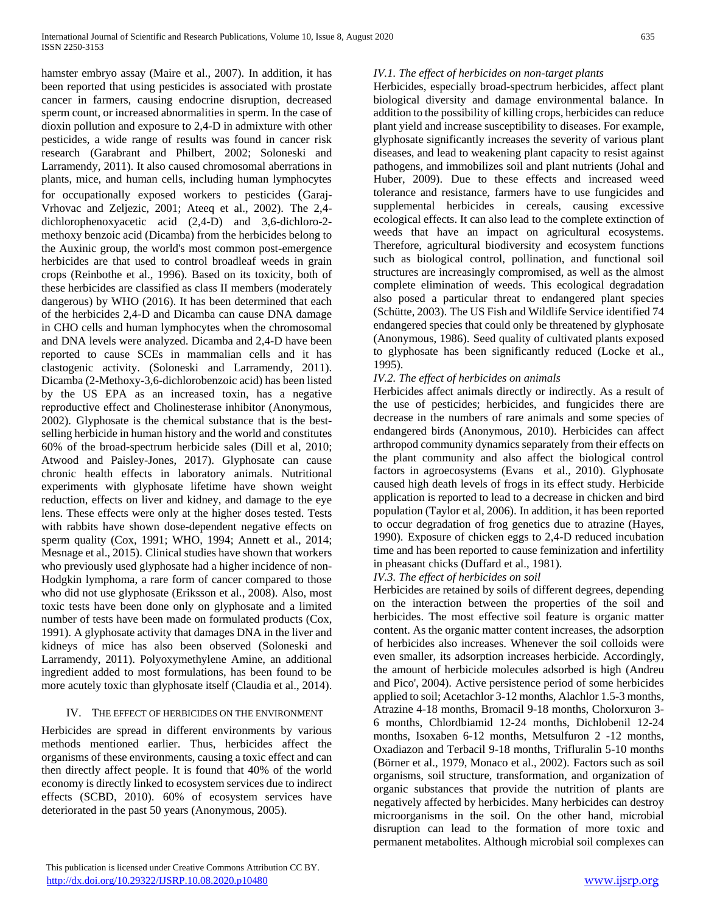hamster embryo assay (Maire et al., 2007). In addition, it has been reported that using pesticides is associated with prostate cancer in farmers, causing endocrine disruption, decreased sperm count, or increased abnormalities in sperm. In the case of dioxin pollution and exposure to 2,4-D in admixture with other pesticides, a wide range of results was found in cancer risk research (Garabrant and Philbert, 2002; Soloneski and Larramendy, 2011). It also caused chromosomal aberrations in plants, mice, and human cells, including human lymphocytes for occupationally exposed workers to pesticides (Garaj-Vrhovac and Zeljezic, 2001; Ateeq et al., 2002). The 2,4-dichlorophenoxyacetic acid (2,4-D) and 3,6-dichloro-2-methoxy benzoic acid (Dicamba) from the herbicides belong to the Auxinic group, the world's most common post-emergence herbicides are that used to control broadleaf weeds in grain crops (Reinbothe et al., 1996). Based on its toxicity, both of these herbicides are classified as class II members (moderately dangerous) by WHO (2016). It has been determined that each of the herbicides 2,4-D and Dicamba can cause DNA damage in CHO cells and human lymphocytes when the chromosomal and DNA levels were analyzed. Dicamba and 2,4-D have been reported to cause SCEs in mammalian cells and it has clastogenic activity. (Soloneski and Larramendy, 2011). Dicamba (2-Methoxy-3,6-dichlorobenzoic acid) has been listed by the US EPA as an increased toxin, has a negative reproductive effect and Cholinesterase inhibitor (Anonymous, 2002). Glyphosate is the chemical substance that is the best-selling herbicide in human history and the world and constitutes 60% of the broad-spectrum herbicide sales (Dill et al, 2010; Atwood and Paisley-Jones, 2017). Glyphosate can cause chronic health effects in laboratory animals. Nutritional experiments with glyphosate lifetime have shown weight reduction, effects on liver and kidney, and damage to the eye lens. These effects were only at the higher doses tested. Tests with rabbits have shown dose-dependent negative effects on sperm quality (Cox, 1991; WHO, 1994; Annett et al., 2014; Mesnage et al., 2015). Clinical studies have shown that workers who previously used glyphosate had a higher incidence of non-Hodgkin lymphoma, a rare form of cancer compared to those who did not use glyphosate (Eriksson et al., 2008). Also, most toxic tests have been done only on glyphosate and a limited number of tests have been made on formulated products (Cox, 1991). A glyphosate activity that damages DNA in the liver and kidneys of mice has also been observed (Soloneski and Larramendy, 2011). Polyoxymethylene Amine, an additional ingredient added to most formulations, has been found to be more acutely toxic than glyphosate itself (Claudia et al., 2014).

## IV. The Effect of Herbicides on the Environment

Herbicides are spread in different environments by various methods mentioned earlier. Thus, herbicides affect the organisms of these environments, causing a toxic effect and can then directly affect people. It is found that 40% of the world economy is directly linked to ecosystem services due to indirect effects (SCBD, 2010). 60% of ecosystem services have deteriorated in the past 50 years (Anonymous, 2005).

### *IV.1. The effect of herbicides on non-target plants*

Herbicides, especially broad-spectrum herbicides, affect plant biological diversity and damage environmental balance. In addition to the possibility of killing crops, herbicides can reduce plant yield and increase susceptibility to diseases. For example, glyphosate significantly increases the severity of various plant diseases, and lead to weakening plant capacity to resist against pathogens, and immobilizes soil and plant nutrients (Johal and Huber, 2009). Due to these effects and increased weed tolerance and resistance, farmers have to use fungicides and supplemental herbicides in cereals, causing excessive ecological effects. It can also lead to the complete extinction of weeds that have an impact on agricultural ecosystems. Therefore, agricultural biodiversity and ecosystem functions such as biological control, pollination, and functional soil structures are increasingly compromised, as well as the almost complete elimination of weeds. This ecological degradation also posed a particular threat to endangered plant species (Schütte, 2003). The US Fish and Wildlife Service identified 74 endangered species that could only be threatened by glyphosate (Anonymous, 1986). Seed quality of cultivated plants exposed to glyphosate has been significantly reduced (Locke et al., 1995).

### *IV.2. The effect of herbicides on animals*

Herbicides affect animals directly or indirectly. As a result of the use of pesticides; herbicides, and fungicides there are decrease in the numbers of rare animals and some species of endangered birds (Anonymous, 2010). Herbicides can affect arthropod community dynamics separately from their effects on the plant community and also affect the biological control factors in agroecosystems (Evans et al., 2010). Glyphosate caused high death levels of frogs in its effect study. Herbicide application is reported to lead to a decrease in chicken and bird population (Taylor et al, 2006). In addition, it has been reported to occur degradation of frog genetics due to atrazine (Hayes, 1990). Exposure of chicken eggs to 2,4-D reduced incubation time and has been reported to cause feminization and infertility in pheasant chicks (Duffard et al., 1981).

### *IV.3. The effect of herbicides on soil*

Herbicides are retained by soils of different degrees, depending on the interaction between the properties of the soil and herbicides. The most effective soil feature is organic matter content. As the organic matter content increases, the adsorption of herbicides also increases. Whenever the soil colloids were even smaller, its adsorption increases herbicide. Accordingly, the amount of herbicide molecules adsorbed is high (Andreu and Pico', 2004). Active persistence period of some herbicides applied to soil; Acetachlor 3-12 months, Alachlor 1.5-3 months, Atrazine 4-18 months, Bromacil 9-18 months, Cholorxuron 3-6 months, Chlordbiamid 12-24 months, Dichlobenil 12-24 months, Isoxaben 6-12 months, Metsulfuron 2 -12 months, Oxadiazon and Terbacil 9-18 months, Trifluralin 5-10 months (Börner et al., 1979, Monaco et al., 2002). Factors such as soil organisms, soil structure, transformation, and organization of organic substances that provide the nutrition of plants are negatively affected by herbicides. Many herbicides can destroy microorganisms in the soil. On the other hand, microbial disruption can lead to the formation of more toxic and permanent metabolites. Although microbial soil complexes can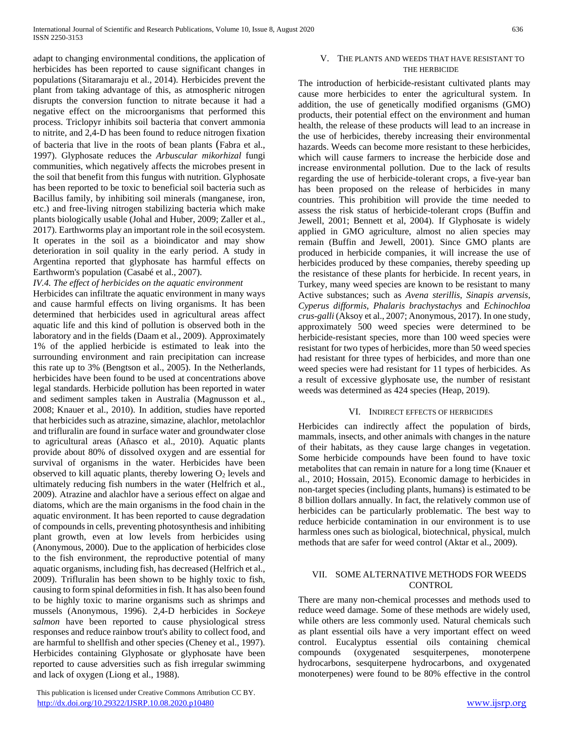adapt to changing environmental conditions, the application of herbicides has been reported to cause significant changes in populations (Sitaramaraju et al., 2014). Herbicides prevent the plant from taking advantage of this, as atmospheric nitrogen disrupts the conversion function to nitrate because it had a negative effect on the microorganisms that performed this process. Triclopyr inhibits soil bacteria that convert ammonia to nitrite, and 2,4-D has been found to reduce nitrogen fixation of bacteria that live in the roots of bean plants (Fabra et al., 1997). Glyphosate reduces the *Arbuscular mikorhizal* fungi communities, which negatively affects the microbes present in the soil that benefit from this fungus with nutrition. Glyphosate has been reported to be toxic to beneficial soil bacteria such as Bacillus family, by inhibiting soil minerals (manganese, iron, etc.) and free-living nitrogen stabilizing bacteria which make plants biologically usable (Johal and Huber, 2009; Zaller et al., 2017). Earthworms play an important role in the soil ecosystem. It operates in the soil as a bioindicator and may show deterioration in soil quality in the early period. A study in Argentina reported that glyphosate has harmful effects on Earthworm's population (Casabé et al., 2007).

### *IV.4. The effect of herbicides on the aquatic environment*

Herbicides can infiltrate the aquatic environment in many ways and cause harmful effects on living organisms. It has been determined that herbicides used in agricultural areas affect aquatic life and this kind of pollution is observed both in the laboratory and in the fields (Daam et al., 2009). Approximately 1% of the applied herbicide is estimated to leak into the surrounding environment and rain precipitation can increase this rate up to 3% (Bengtson et al., 2005). In the Netherlands, herbicides have been found to be used at concentrations above legal standards. Herbicide pollution has been reported in water and sediment samples taken in Australia (Magnusson et al., 2008; Knauer et al., 2010). In addition, studies have reported that herbicides such as atrazine, simazine, alachlor, metolachlor and trifluralin are found in surface water and groundwater close to agricultural areas (Añasco et al., 2010). Aquatic plants provide about 80% of dissolved oxygen and are essential for survival of organisms in the water. Herbicides have been observed to kill aquatic plants, thereby lowering $O_2$ levels and ultimately reducing fish numbers in the water (Helfrich et al., 2009). Atrazine and alachlor have a serious effect on algae and diatoms, which are the main organisms in the food chain in the aquatic environment. It has been reported to cause degradation of compounds in cells, preventing photosynthesis and inhibiting plant growth, even at low levels from herbicides using (Anonymous, 2000). Due to the application of herbicides close to the fish environment, the reproductive potential of many aquatic organisms, including fish, has decreased (Helfrich et al., 2009). Trifluralin has been shown to be highly toxic to fish, causing to form spinal deformities in fish. It has also been found to be highly toxic to marine organisms such as shrimps and mussels (Anonymous, 1996). 2,4-D herbicides in *Sockeye salmon* have been reported to cause physiological stress responses and reduce rainbow trout's ability to collect food, and are harmful to shellfish and other species (Cheney et al., 1997). Herbicides containing Glyphosate or glyphosate have been reported to cause adversities such as fish irregular swimming and lack of oxygen (Liong et al., 1988).

## V. The Plants and Weeds That Have Resistant to the Herbicide

The introduction of herbicide-resistant cultivated plants may cause more herbicides to enter the agricultural system. In addition, the use of genetically modified organisms (GMO) products, their potential effect on the environment and human health, the release of these products will lead to an increase in the use of herbicides, thereby increasing their environmental hazards. Weeds can become more resistant to these herbicides, which will cause farmers to increase the herbicide dose and increase environmental pollution. Due to the lack of results regarding the use of herbicide-tolerant crops, a five-year ban has been proposed on the release of herbicides in many countries. This prohibition will provide the time needed to assess the risk status of herbicide-tolerant crops (Buffin and Jewell, 2001; Bennett et al, 2004). If Glyphosate is widely applied in GMO agriculture, almost no alien species may remain (Buffin and Jewell, 2001). Since GMO plants are produced in herbicide companies, it will increase the use of herbicides produced by these companies, thereby speeding up the resistance of these plants for herbicide. In recent years, in Turkey, many weed species are known to be resistant to many Active substances; such as *Avena sterillis*, *Sinapis arvensis*, *Cyperus difformis*, *Phalaris brachystachys* and *Echinochloa crus-galli* (Aksoy et al., 2007; Anonymous, 2017). In one study, approximately 500 weed species were determined to be herbicide-resistant species, more than 100 weed species were resistant for two types of herbicides, more than 50 weed species had resistant for three types of herbicides, and more than one weed species were had resistant for 11 types of herbicides. As a result of excessive glyphosate use, the number of resistant weeds was determined as 424 species (Heap, 2019).

## VI. Indirect Effects of Herbicides

Herbicides can indirectly affect the population of birds, mammals, insects, and other animals with changes in the nature of their habitats, as they cause large changes in vegetation. Some herbicide compounds have been found to have toxic metabolites that can remain in nature for a long time (Knauer et al., 2010; Hossain, 2015). Economic damage to herbicides in non-target species (including plants, humans) is estimated to be 8 billion dollars annually. In fact, the relatively common use of herbicides can be particularly problematic. The best way to reduce herbicide contamination in our environment is to use harmless ones such as biological, biotechnical, physical, mulch methods that are safer for weed control (Aktar et al., 2009).

## VII. SOME ALTERNATIVE METHODS FOR WEEDS CONTROL

There are many non-chemical processes and methods used to reduce weed damage. Some of these methods are widely used, while others are less commonly used. Natural chemicals such as plant essential oils have a very important effect on weed control. Eucalyptus essential oils containing chemical compounds (oxygenated sesquiterpenes, monoterpene hydrocarbons, sesquiterpene hydrocarbons, and oxygenated monoterpenes) were found to be 80% effective in the control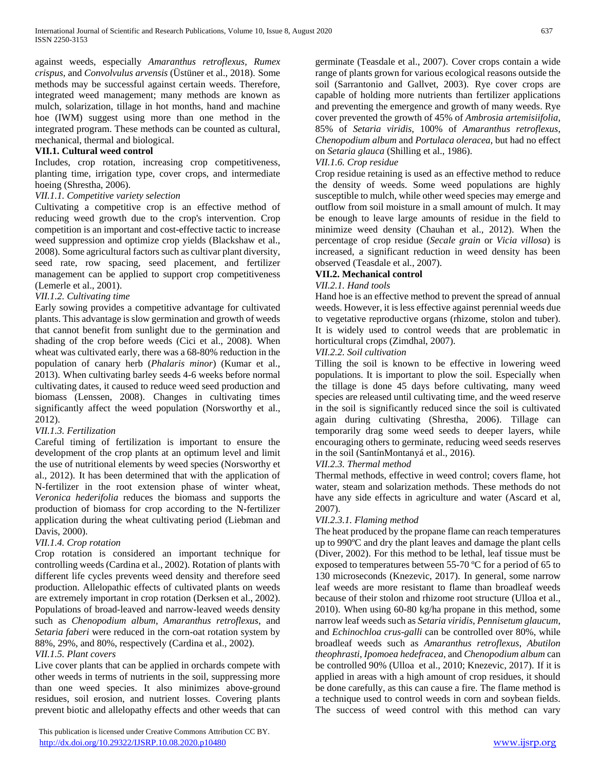against weeds, especially *Amaranthus retroflexus*, *Rumex crispus*, and *Convolvulus arvensis* (Üstüner et al., 2018). Some methods may be successful against certain weeds. Therefore, integrated weed management; many methods are known as mulch, solarization, tillage in hot months, hand and machine hoe (IWM) suggest using more than one method in the integrated program. These methods can be counted as cultural, mechanical, thermal and biological.

### VII.1. Cultural weed control

Includes, crop rotation, increasing crop competitiveness, planting time, irrigation type, cover crops, and intermediate hoeing (Shrestha, 2006).

#### *VII.1.1. Competitive variety selection*

Cultivating a competitive crop is an effective method of reducing weed growth due to the crop's intervention. Crop competition is an important and cost-effective tactic to increase weed suppression and optimize crop yields (Blackshaw et al., 2008). Some agricultural factors such as cultivar plant diversity, seed rate, row spacing, seed placement, and fertilizer management can be applied to support crop competitiveness (Lemerle et al., 2001).

#### *VII.1.2. Cultivating time*

Early sowing provides a competitive advantage for cultivated plants. This advantage is slow germination and growth of weeds that cannot benefit from sunlight due to the germination and shading of the crop before weeds (Cici et al., 2008). When wheat was cultivated early, there was a 68-80% reduction in the population of canary herb (*Phalaris minor*) (Kumar et al., 2013). When cultivating barley seeds 4-6 weeks before normal cultivating dates, it caused to reduce weed seed production and biomass (Lenssen, 2008). Changes in cultivating times significantly affect the weed population (Norsworthy et al., 2012).

#### *VII.1.3. Fertilization*

Careful timing of fertilization is important to ensure the development of the crop plants at an optimum level and limit the use of nutritional elements by weed species (Norsworthy et al., 2012). It has been determined that with the application of N-fertilizer in the root extension phase of winter wheat, *Veronica hederifolia* reduces the biomass and supports the production of biomass for crop according to the N-fertilizer application during the wheat cultivating period (Liebman and Davis, 2000).

#### *VII.1.4. Crop rotation*

Crop rotation is considered an important technique for controlling weeds (Cardina et al., 2002). Rotation of plants with different life cycles prevents weed density and therefore seed production. Allelopathic effects of cultivated plants on weeds are extremely important in crop rotation (Derksen et al., 2002). Populations of broad-leaved and narrow-leaved weeds density such as *Chenopodium album*, *Amaranthus retroflexus*, and *Setaria faberi* were reduced in the corn-oat rotation system by 88%, 29%, and 80%, respectively (Cardina et al., 2002).

#### *VII.1.5. Plant covers*

Live cover plants that can be applied in orchards compete with other weeds in terms of nutrients in the soil, suppressing more than one weed species. It also minimizes above-ground residues, soil erosion, and nutrient losses. Covering plants prevent biotic and allelopathy effects and other weeds that can germinate (Teasdale et al., 2007). Cover crops contain a wide range of plants grown for various ecological reasons outside the soil (Sarrantonio and Gallvet, 2003). Rye cover crops are capable of holding more nutrients than fertilizer applications and preventing the emergence and growth of many weeds. Rye cover prevented the growth of 45% of *Ambrosia artemisiifolia*, 85% of *Setaria viridis*, 100% of *Amaranthus retroflexus*, *Chenopodium album* and *Portulaca oleracea*, but had no effect on *Setaria glauca* (Shilling et al., 1986).

#### *VII.1.6. Crop residue*

Crop residue retaining is used as an effective method to reduce the density of weeds. Some weed populations are highly susceptible to mulch, while other weed species may emerge and outflow from soil moisture in a small amount of mulch. It may be enough to leave large amounts of residue in the field to minimize weed density (Chauhan et al., 2012). When the percentage of crop residue (*Secale grain* or *Vicia villosa*) is increased, a significant reduction in weed density has been observed (Teasdale et al., 2007).

### VII.2. Mechanical control

#### *VII.2.1. Hand tools*

Hand hoe is an effective method to prevent the spread of annual weeds. However, it is less effective against perennial weeds due to vegetative reproductive organs (rhizome, stolon and tuber). It is widely used to control weeds that are problematic in horticultural crops (Zimdhal, 2007).

#### *VII.2.2. Soil cultivation*

Tilling the soil is known to be effective in lowering weed populations. It is important to plow the soil. Especially when the tillage is done 45 days before cultivating, many weed species are released until cultivating time, and the weed reserve in the soil is significantly reduced since the soil is cultivated again during cultivating (Shrestha, 2006). Tillage can temporarily drag some weed seeds to deeper layers, while encouraging others to germinate, reducing weed seeds reserves in the soil (SantínMontanyá et al., 2016).

#### *VII.2.3. Thermal method*

Thermal methods, effective in weed control; covers flame, hot water, steam and solarization methods. These methods do not have any side effects in agriculture and water (Ascard et al, 2007).

##### *VII.2.3.1. Flaming method*

The heat produced by the propane flame can reach temperatures up to 990ºC and dry the plant leaves and damage the plant cells (Diver, 2002). For this method to be lethal, leaf tissue must be exposed to temperatures between 55-70 ºC for a period of 65 to 130 microseconds (Knezevic, 2017). In general, some narrow leaf weeds are more resistant to flame than broadleaf weeds because of their stolon and rhizome root structure (Ulloa et al., 2010). When using 60-80 kg/ha propane in this method, some narrow leaf weeds such as *Setaria viridis*, *Pennisetum glaucum*, and *Echinochloa crus-galli* can be controlled over 80%, while broadleaf weeds such as *Amaranthus retroflexus*, *Abutilon theophrasti*, *Ipomoea hedefracea*, and *Chenopodium album* can be controlled 90% (Ulloa et al., 2010; Knezevic, 2017). If it is applied in areas with a high amount of crop residues, it should be done carefully, as this can cause a fire. The flame method is a technique used to control weeds in corn and soybean fields. The success of weed control with this method can vary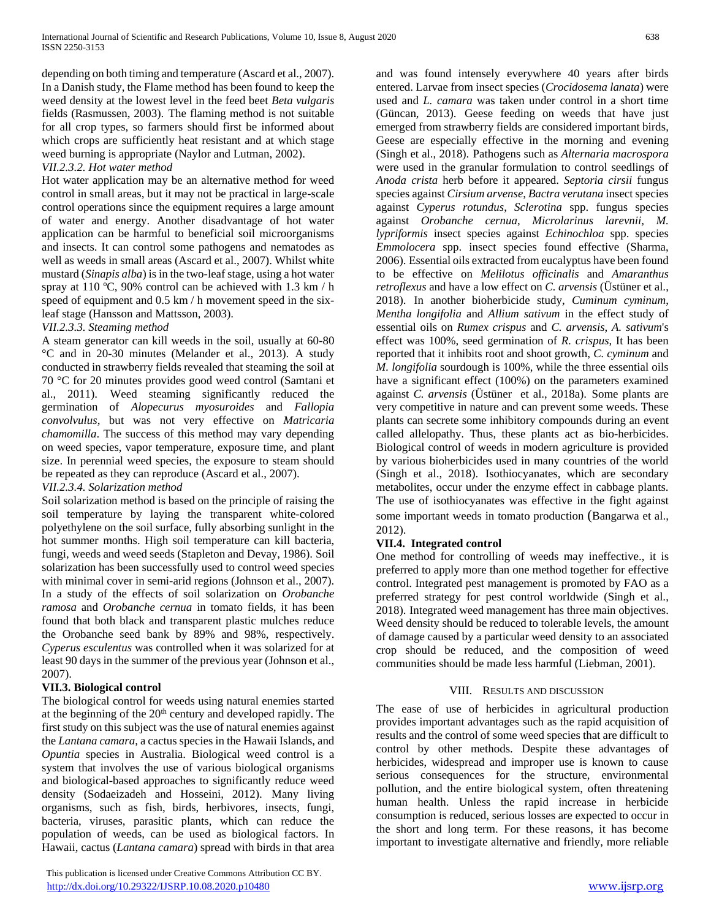depending on both timing and temperature (Ascard et al., 2007). In a Danish study, the Flame method has been found to keep the weed density at the lowest level in the feed beet *Beta vulgaris* fields (Rasmussen, 2003). The flaming method is not suitable for all crop types, so farmers should first be informed about which crops are sufficiently heat resistant and at which stage weed burning is appropriate (Naylor and Lutman, 2002).

*VII.2.3.2. Hot water method*

Hot water application may be an alternative method for weed control in small areas, but it may not be practical in large-scale control operations since the equipment requires a large amount of water and energy. Another disadvantage of hot water application can be harmful to beneficial soil microorganisms and insects. It can control some pathogens and nematodes as well as weeds in small areas (Ascard et al., 2007). Whilst white mustard (*Sinapis alba*) is in the two-leaf stage, using a hot water spray at 110 ºC, 90% control can be achieved with 1.3 km / h speed of equipment and 0.5 km / h movement speed in the six-leaf stage (Hansson and Mattsson, 2003).

*VII.2.3.3. Steaming method*

A steam generator can kill weeds in the soil, usually at 60-80 °C and in 20-30 minutes (Melander et al., 2013). A study conducted in strawberry fields revealed that steaming the soil at 70 °C for 20 minutes provides good weed control (Samtani et al., 2011). Weed steaming significantly reduced the germination of *Alopecurus myosuroides* and *Fallopia convolvulus*, but was not very effective on *Matricaria chamomilla*. The success of this method may vary depending on weed species, vapor temperature, exposure time, and plant size. In perennial weed species, the exposure to steam should be repeated as they can reproduce (Ascard et al., 2007).

*VII.2.3.4. Solarization method*

Soil solarization method is based on the principle of raising the soil temperature by laying the transparent white-colored polyethylene on the soil surface, fully absorbing sunlight in the hot summer months. High soil temperature can kill bacteria, fungi, weeds and weed seeds (Stapleton and Devay, 1986). Soil solarization has been successfully used to control weed species with minimal cover in semi-arid regions (Johnson et al., 2007). In a study of the effects of soil solarization on *Orobanche ramosa* and *Orobanche cernua* in tomato fields, it has been found that both black and transparent plastic mulches reduce the Orobanche seed bank by 89% and 98%, respectively. *Cyperus esculentus* was controlled when it was solarized for at least 90 days in the summer of the previous year (Johnson et al., 2007).

**VII.3. Biological control**

The biological control for weeds using natural enemies started at the beginning of the 20[th] century and developed rapidly. The first study on this subject was the use of natural enemies against the *Lantana camara*, a cactus species in the Hawaii Islands, and *Opuntia* species in Australia. Biological weed control is a system that involves the use of various biological organisms and biological-based approaches to significantly reduce weed density (Sodaeizadeh and Hosseini, 2012). Many living organisms, such as fish, birds, herbivores, insects, fungi, bacteria, viruses, parasitic plants, which can reduce the population of weeds, can be used as biological factors. In Hawaii, cactus (*Lantana camara*) spread with birds in that area and was found intensely everywhere 40 years after birds entered. Larvae from insect species (*Crocidosema lanata*) were used and *L. camara* was taken under control in a short time (Güncan, 2013). Geese feeding on weeds that have just emerged from strawberry fields are considered important birds, Geese are especially effective in the morning and evening (Singh et al., 2018). Pathogens such as *Alternaria macrospora* were used in the granular formulation to control seedlings of *Anoda crista* herb before it appeared. *Septoria cirsii* fungus species against *Cirsium arvense*, *Bactra verutana* insect species against *Cyperus rotundus*, *Sclerotina* spp. fungus species against *Orobanche cernua*, *Microlarinus larevnii*, *M. lypriformis* insect species against *Echinochloa* spp. species *Emmolocera* spp. insect species found effective (Sharma, 2006). Essential oils extracted from eucalyptus have been found to be effective on *Melilotus officinalis* and *Amaranthus retroflexus* and have a low effect on *C. arvensis* (Üstüner et al., 2018). In another bioherbicide study, *Cuminum cyminum*, *Mentha longifolia* and *Allium sativum* in the effect study of essential oils on *Rumex crispus* and *C. arvensis*, *A. sativum*'s effect was 100%, seed germination of *R. crispus*, It has been reported that it inhibits root and shoot growth, *C. cyminum* and *M. longifolia* sourdough is 100%, while the three essential oils have a significant effect (100%) on the parameters examined against *C. arvensis* (Üstüner et al., 2018a). Some plants are very competitive in nature and can prevent some weeds. These plants can secrete some inhibitory compounds during an event called allelopathy. Thus, these plants act as bio-herbicides. Biological control of weeds in modern agriculture is provided by various bioherbicides used in many countries of the world (Singh et al., 2018). Isothiocyanates, which are secondary metabolites, occur under the enzyme effect in cabbage plants. The use of isothiocyanates was effective in the fight against some important weeds in tomato production (Bangarwa et al., 2012).

**VII.4. Integrated control**

One method for controlling of weeds may ineffective., it is preferred to apply more than one method together for effective control. Integrated pest management is promoted by FAO as a preferred strategy for pest control worldwide (Singh et al., 2018). Integrated weed management has three main objectives. Weed density should be reduced to tolerable levels, the amount of damage caused by a particular weed density to an associated crop should be reduced, and the composition of weed communities should be made less harmful (Liebman, 2001).

## VIII. Results and Discussion

The ease of use of herbicides in agricultural production provides important advantages such as the rapid acquisition of results and the control of some weed species that are difficult to control by other methods. Despite these advantages of herbicides, widespread and improper use is known to cause serious consequences for the structure, environmental pollution, and the entire biological system, often threatening human health. Unless the rapid increase in herbicide consumption is reduced, serious losses are expected to occur in the short and long term. For these reasons, it has become important to investigate alternative and friendly, more reliable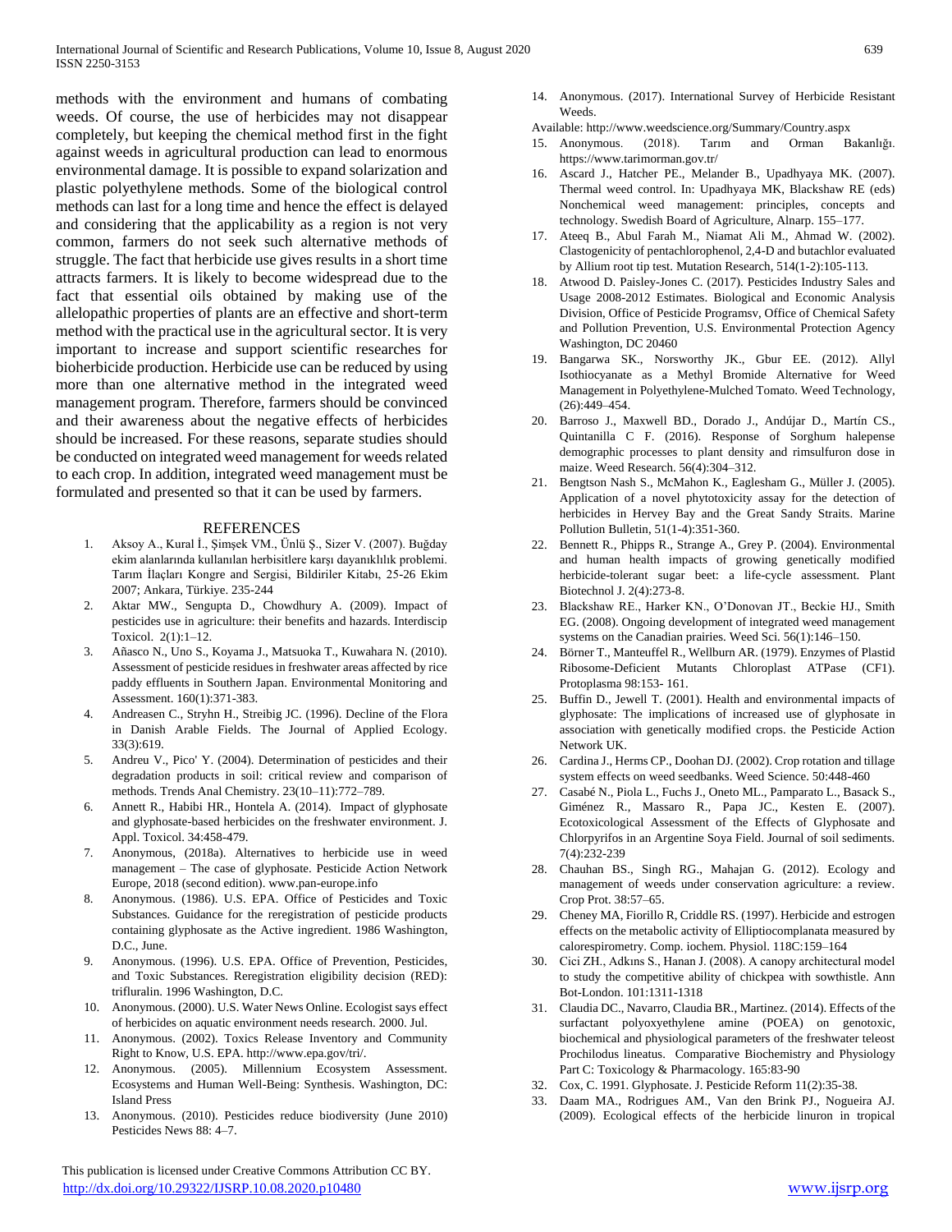methods with the environment and humans of combating weeds. Of course, the use of herbicides may not disappear completely, but keeping the chemical method first in the fight against weeds in agricultural production can lead to enormous environmental damage. It is possible to expand solarization and plastic polyethylene methods. Some of the biological control methods can last for a long time and hence the effect is delayed and considering that the applicability as a region is not very common, farmers do not seek such alternative methods of struggle. The fact that herbicide use gives results in a short time attracts farmers. It is likely to become widespread due to the fact that essential oils obtained by making use of the allelopathic properties of plants are an effective and short-term method with the practical use in the agricultural sector. It is very important to increase and support scientific researches for bioherbicide production. Herbicide use can be reduced by using more than one alternative method in the integrated weed management program. Therefore, farmers should be convinced and their awareness about the negative effects of herbicides should be increased. For these reasons, separate studies should be conducted on integrated weed management for weeds related to each crop. In addition, integrated weed management must be formulated and presented so that it can be used by farmers.

## REFERENCES

1. Aksoy A., Kural İ., Şimşek VM., Ünlü Ş., Sizer V. (2007). Buğday ekim alanlarında kullanılan herbisitlere karşı dayanıklılık problemi. Tarım İlaçları Kongre and Sergisi, Bildiriler Kitabı, 25-26 Ekim 2007; Ankara, Türkiye. 235-244
2. Aktar MW., Sengupta D., Chowdhury A. (2009). Impact of pesticides use in agriculture: their benefits and hazards. Interdiscip Toxicol. 2(1):1–12.
3. Añasco N., Uno S., Koyama J., Matsuoka T., Kuwahara N. (2010). Assessment of pesticide residues in freshwater areas affected by rice paddy effluents in Southern Japan. Environmental Monitoring and Assessment. 160(1):371-383.
4. Andreasen C., Stryhn H., Streibig JC. (1996). Decline of the Flora in Danish Arable Fields. The Journal of Applied Ecology. 33(3):619.
5. Andreu V., Pico' Y. (2004). Determination of pesticides and their degradation products in soil: critical review and comparison of methods. Trends Anal Chemistry. 23(10–11):772–789.
6. Annett R., Habibi HR., Hontela A. (2014). Impact of glyphosate and glyphosate-based herbicides on the freshwater environment. J. Appl. Toxicol. 34:458-479.
7. Anonymous, (2018a). Alternatives to herbicide use in weed management – The case of glyphosate. Pesticide Action Network Europe, 2018 (second edition). www.pan-europe.info
8. Anonymous. (1986). U.S. EPA. Office of Pesticides and Toxic Substances. Guidance for the reregistration of pesticide products containing glyphosate as the Active ingredient. 1986 Washington, D.C., June.
9. Anonymous. (1996). U.S. EPA. Office of Prevention, Pesticides, and Toxic Substances. Reregistration eligibility decision (RED): trifluralin. 1996 Washington, D.C.
10. Anonymous. (2000). U.S. Water News Online. Ecologist says effect of herbicides on aquatic environment needs research. 2000. Jul.
11. Anonymous. (2002). Toxics Release Inventory and Community Right to Know, U.S. EPA. http://www.epa.gov/tri/.
12. Anonymous. (2005). Millennium Ecosystem Assessment. Ecosystems and Human Well-Being: Synthesis. Washington, DC: Island Press
13. Anonymous. (2010). Pesticides reduce biodiversity (June 2010) Pesticides News 88: 4–7.
14. Anonymous. (2017). International Survey of Herbicide Resistant Weeds.
Available: http://www.weedscience.org/Summary/Country.aspx
15. Anonymous. (2018). Tarım and Orman Bakanlığı. https://www.tarimorman.gov.tr/
16. Ascard J., Hatcher PE., Melander B., Upadhyaya MK. (2007). Thermal weed control. In: Upadhyaya MK, Blackshaw RE (eds) Nonchemical weed management: principles, concepts and technology. Swedish Board of Agriculture, Alnarp. 155–177.
17. Ateeq B., Abul Farah M., Niamat Ali M., Ahmad W. (2002). Clastogenicity of pentachlorophenol, 2,4-D and butachlor evaluated by Allium root tip test. Mutation Research, 514(1-2):105-113.
18. Atwood D. Paisley-Jones C. (2017). Pesticides Industry Sales and Usage 2008-2012 Estimates. Biological and Economic Analysis Division, Office of Pesticide Programsv, Office of Chemical Safety and Pollution Prevention, U.S. Environmental Protection Agency Washington, DC 20460
19. Bangarwa SK., Norsworthy JK., Gbur EE. (2012). Allyl Isothiocyanate as a Methyl Bromide Alternative for Weed Management in Polyethylene-Mulched Tomato. Weed Technology, (26):449–454.
20. Barroso J., Maxwell BD., Dorado J., Andújar D., Martín CS., Quintanilla C F. (2016). Response of Sorghum halepense demographic processes to plant density and rimsulfuron dose in maize. Weed Research. 56(4):304–312.
21. Bengtson Nash S., McMahon K., Eaglesham G., Müller J. (2005). Application of a novel phytotoxicity assay for the detection of herbicides in Hervey Bay and the Great Sandy Straits. Marine Pollution Bulletin, 51(1-4):351-360.
22. Bennett R., Phipps R., Strange A., Grey P. (2004). Environmental and human health impacts of growing genetically modified herbicide-tolerant sugar beet: a life-cycle assessment. Plant Biotechnol J. 2(4):273-8.
23. Blackshaw RE., Harker KN., O'Donovan JT., Beckie HJ., Smith EG. (2008). Ongoing development of integrated weed management systems on the Canadian prairies. Weed Sci. 56(1):146–150.
24. Börner T., Manteuffel R., Wellburn AR. (1979). Enzymes of Plastid Ribosome-Deficient Mutants Chloroplast ATPase (CF1). Protoplasma 98:153- 161.
25. Buffin D., Jewell T. (2001). Health and environmental impacts of glyphosate: The implications of increased use of glyphosate in association with genetically modified crops. the Pesticide Action Network UK.
26. Cardina J., Herms CP., Doohan DJ. (2002). Crop rotation and tillage system effects on weed seedbanks. Weed Science. 50:448-460
27. Casabé N., Piola L., Fuchs J., Oneto ML., Pamparato L., Basack S., Giménez R., Massaro R., Papa JC., Kesten E. (2007). Ecotoxicological Assessment of the Effects of Glyphosate and Chlorpyrifos in an Argentine Soya Field. Journal of soil sediments. 7(4):232-239
28. Chauhan BS., Singh RG., Mahajan G. (2012). Ecology and management of weeds under conservation agriculture: a review. Crop Prot. 38:57–65.
29. Cheney MA, Fiorillo R, Criddle RS. (1997). Herbicide and estrogen effects on the metabolic activity of Elliptiocomplanata measured by calorespirometry. Comp. iochem. Physiol. 118C:159–164
30. Cici ZH., Adkıns S., Hanan J. (2008). A canopy architectural model to study the competitive ability of chickpea with sowthistle. Ann Bot-London. 101:1311-1318
31. Claudia DC., Navarro, Claudia BR., Martinez. (2014). Effects of the surfactant polyoxyethylene amine (POEA) on genotoxic, biochemical and physiological parameters of the freshwater teleost Prochilodus lineatus. Comparative Biochemistry and Physiology Part C: Toxicology & Pharmacology. 165:83-90
32. Cox, C. 1991. Glyphosate. J. Pesticide Reform 11(2):35-38.
33. Daam MA., Rodrigues AM., Van den Brink PJ., Nogueira AJ. (2009). Ecological effects of the herbicide linuron in tropical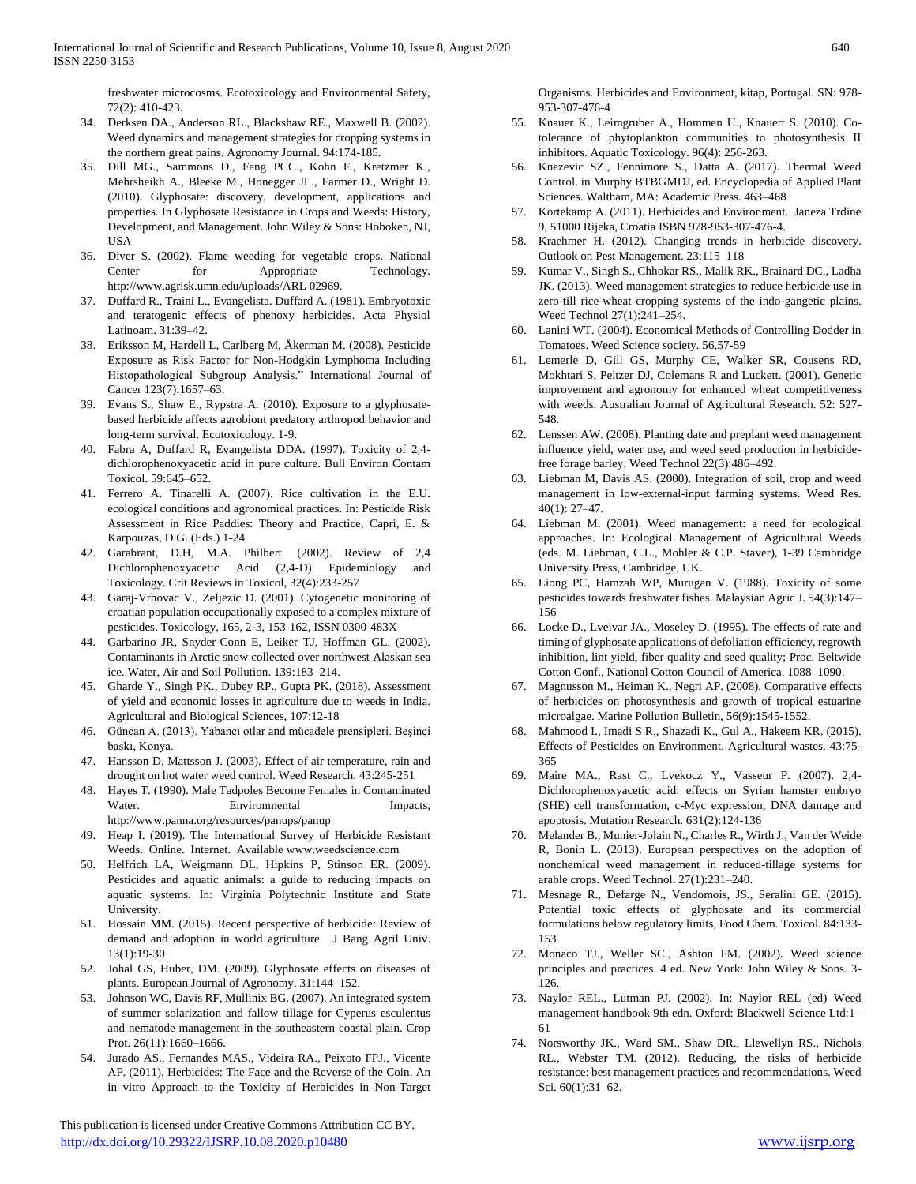freshwater microcosms. Ecotoxicology and Environmental Safety, 72(2): 410-423.

34. Derksen DA., Anderson RL., Blackshaw RE., Maxwell B. (2002). Weed dynamics and management strategies for cropping systems in the northern great pains. Agronomy Journal. 94:174-185.
35. Dill MG., Sammons D., Feng PCC., Kohn F., Kretzmer K., Mehrsheikh A., Bleeke M., Honegger JL., Farmer D., Wright D. (2010). Glyphosate: discovery, development, applications and properties. In Glyphosate Resistance in Crops and Weeds: History, Development, and Management. John Wiley & Sons: Hoboken, NJ, USA
36. Diver S. (2002). Flame weeding for vegetable crops. National Center for Appropriate Technology. http://www.agrisk.umn.edu/uploads/ARL 02969.
37. Duffard R., Traini L., Evangelista. Duffard A. (1981). Embryotoxic and teratogenic effects of phenoxy herbicides. Acta Physiol Latinoam. 31:39–42.
38. Eriksson M, Hardell L, Carlberg M, Åkerman M. (2008). Pesticide Exposure as Risk Factor for Non-Hodgkin Lymphoma Including Histopathological Subgroup Analysis." International Journal of Cancer 123(7):1657–63.
39. Evans S., Shaw E., Rypstra A. (2010). Exposure to a glyphosate-based herbicide affects agrobiont predatory arthropod behavior and long-term survival. Ecotoxicology. 1-9.
40. Fabra A, Duffard R, Evangelista DDA. (1997). Toxicity of 2,4-dichlorophenoxyacetic acid in pure culture. Bull Environ Contam Toxicol. 59:645–652.
41. Ferrero A. Tinarelli A. (2007). Rice cultivation in the E.U. ecological conditions and agronomical practices. In: Pesticide Risk Assessment in Rice Paddies: Theory and Practice, Capri, E. & Karpouzas, D.G. (Eds.) 1-24
42. Garabrant, D.H, M.A. Philbert. (2002). Review of 2,4 Dichlorophenoxyacetic Acid (2,4-D) Epidemiology and Toxicology. Crit Reviews in Toxicol, 32(4):233-257
43. Garaj-Vrhovac V., Zeljezic D. (2001). Cytogenetic monitoring of croatian population occupationally exposed to a complex mixture of pesticides. Toxicology, 165, 2-3, 153-162, ISSN 0300-483X
44. Garbarino JR, Snyder-Conn E, Leiker TJ, Hoffman GL. (2002). Contaminants in Arctic snow collected over northwest Alaskan sea ice. Water, Air and Soil Pollution. 139:183–214.
45. Gharde Y., Singh PK., Dubey RP., Gupta PK. (2018). Assessment of yield and economic losses in agriculture due to weeds in India. Agricultural and Biological Sciences, 107:12-18
46. Güncan A. (2013). Yabancı otlar and mücadele prensipleri. Beşinci baskı, Konya.
47. Hansson D, Mattsson J. (2003). Effect of air temperature, rain and drought on hot water weed control. Weed Research. 43:245-251
48. Hayes T. (1990). Male Tadpoles Become Females in Contaminated Water. Environmental Impacts, http://www.panna.org/resources/panups/panup
49. Heap I. (2019). The International Survey of Herbicide Resistant Weeds. Online. Internet. Available www.weedscience.com
50. Helfrich LA, Weigmann DL, Hipkins P, Stinson ER. (2009). Pesticides and aquatic animals: a guide to reducing impacts on aquatic systems. In: Virginia Polytechnic Institute and State University.
51. Hossain MM. (2015). Recent perspective of herbicide: Review of demand and adoption in world agriculture. J Bang Agril Univ. 13(1):19-30
52. Johal GS, Huber, DM. (2009). Glyphosate effects on diseases of plants. European Journal of Agronomy. 31:144–152.
53. Johnson WC, Davis RF, Mullinix BG. (2007). An integrated system of summer solarization and fallow tillage for Cyperus esculentus and nematode management in the southeastern coastal plain. Crop Prot. 26(11):1660–1666.
54. Jurado AS., Fernandes MAS., Videira RA., Peixoto FPJ., Vicente AF. (2011). Herbicides: The Face and the Reverse of the Coin. An in vitro Approach to the Toxicity of Herbicides in Non-Target Organisms. Herbicides and Environment, kitap, Portugal. SN: 978-953-307-476-4
55. Knauer K., Leimgruber A., Hommen U., Knauert S. (2010). Co-tolerance of phytoplankton communities to photosynthesis II inhibitors. Aquatic Toxicology. 96(4): 256-263.
56. Knezevic SZ., Fennimore S., Datta A. (2017). Thermal Weed Control. in Murphy BTBGMDJ, ed. Encyclopedia of Applied Plant Sciences. Waltham, MA: Academic Press. 463–468
57. Kortekamp A. (2011). Herbicides and Environment. Janeza Trdine 9, 51000 Rijeka, Croatia ISBN 978-953-307-476-4.
58. Kraehmer H. (2012). Changing trends in herbicide discovery. Outlook on Pest Management. 23:115–118
59. Kumar V., Singh S., Chhokar RS., Malik RK., Brainard DC., Ladha JK. (2013). Weed management strategies to reduce herbicide use in zero-till rice-wheat cropping systems of the indo-gangetic plains. Weed Technol 27(1):241–254.
60. Lanini WT. (2004). Economical Methods of Controlling Dodder in Tomatoes. Weed Science society. 56,57-59
61. Lemerle D, Gill GS, Murphy CE, Walker SR, Cousens RD, Mokhtari S, Peltzer DJ, Colemans R and Luckett. (2001). Genetic improvement and agronomy for enhanced wheat competitiveness with weeds. Australian Journal of Agricultural Research. 52: 527-548.
62. Lenssen AW. (2008). Planting date and preplant weed management influence yield, water use, and weed seed production in herbicide-free forage barley. Weed Technol 22(3):486–492.
63. Liebman M, Davis AS. (2000). Integration of soil, crop and weed management in low-external-input farming systems. Weed Res. 40(1): 27–47.
64. Liebman M. (2001). Weed management: a need for ecological approaches. In: Ecological Management of Agricultural Weeds (eds. M. Liebman, C.L., Mohler & C.P. Staver), 1-39 Cambridge University Press, Cambridge, UK.
65. Liong PC, Hamzah WP, Murugan V. (1988). Toxicity of some pesticides towards freshwater fishes. Malaysian Agric J. 54(3):147–156
66. Locke D., Lveivar JA., Moseley D. (1995). The effects of rate and timing of glyphosate applications of defoliation efficiency, regrowth inhibition, lint yield, fiber quality and seed quality; Proc. Beltwide Cotton Conf., National Cotton Council of America. 1088–1090.
67. Magnusson M., Heiman K., Negri AP. (2008). Comparative effects of herbicides on photosynthesis and growth of tropical estuarine microalgae. Marine Pollution Bulletin, 56(9):1545-1552.
68. Mahmood I., Imadi S R., Shazadi K., Gul A., Hakeem KR. (2015). Effects of Pesticides on Environment. Agricultural wastes. 43:75-365
69. Maire MA., Rast C., Lvekocz Y., Vasseur P. (2007). 2,4-Dichlorophenoxyacetic acid: effects on Syrian hamster embryo (SHE) cell transformation, c-Myc expression, DNA damage and apoptosis. Mutation Research. 631(2):124-136
70. Melander B., Munier-Jolain N., Charles R., Wirth J., Van der Weide R, Bonin L. (2013). European perspectives on the adoption of nonchemical weed management in reduced-tillage systems for arable crops. Weed Technol. 27(1):231–240.
71. Mesnage R., Defarge N., Vendomois, JS., Seralini GE. (2015). Potential toxic effects of glyphosate and its commercial formulations below regulatory limits, Food Chem. Toxicol. 84:133-153
72. Monaco TJ., Weller SC., Ashton FM. (2002). Weed science principles and practices. 4 ed. New York: John Wiley & Sons. 3-126.
73. Naylor REL., Lutman PJ. (2002). In: Naylor REL (ed) Weed management handbook 9th edn. Oxford: Blackwell Science Ltd:1–61
74. Norsworthy JK., Ward SM., Shaw DR., Llewellyn RS., Nichols RL., Webster TM. (2012). Reducing, the risks of herbicide resistance: best management practices and recommendations. Weed Sci. 60(1):31–62.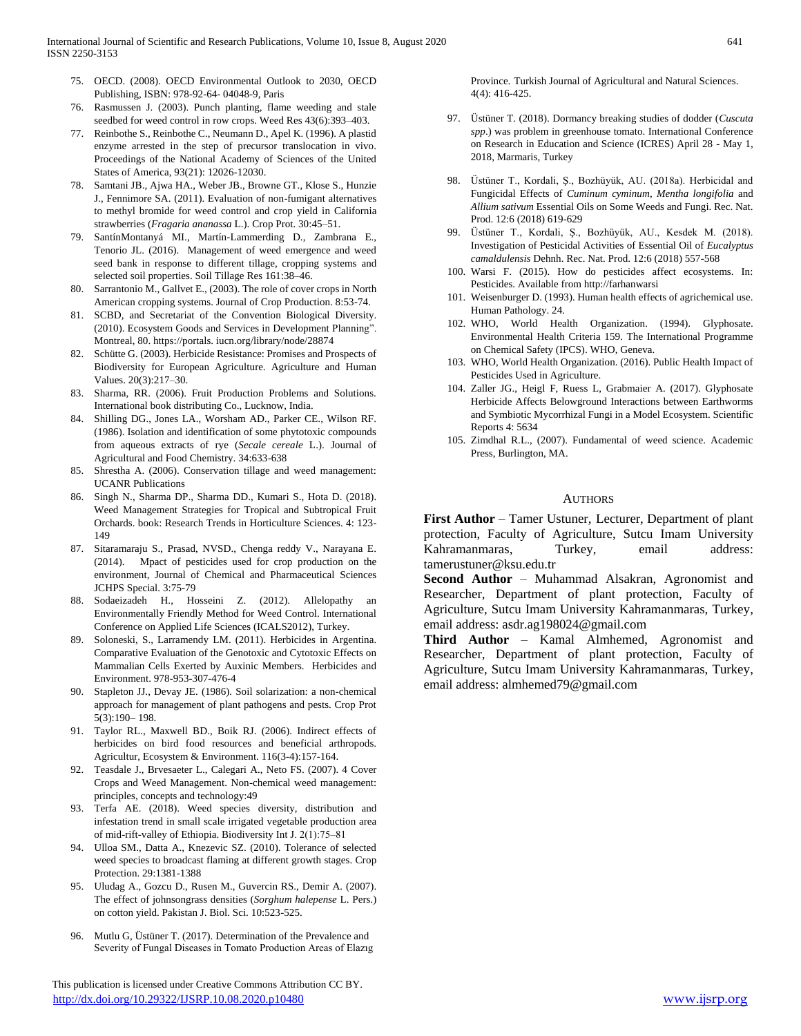75. OECD. (2008). OECD Environmental Outlook to 2030, OECD Publishing, ISBN: 978-92-64- 04048-9, Paris
76. Rasmussen J. (2003). Punch planting, flame weeding and stale seedbed for weed control in row crops. Weed Res 43(6):393–403.
77. Reinbothe S., Reinbothe C., Neumann D., Apel K. (1996). A plastid enzyme arrested in the step of precursor translocation in vivo. Proceedings of the National Academy of Sciences of the United States of America, 93(21): 12026-12030.
78. Samtani JB., Ajwa HA., Weber JB., Browne GT., Klose S., Hunzie J., Fennimore SA. (2011). Evaluation of non-fumigant alternatives to methyl bromide for weed control and crop yield in California strawberries (*Fragaria ananassa* L.). Crop Prot. 30:45–51.
79. SantínMontanyá MI., Martín-Lammerding D., Zambrana E., Tenorio JL. (2016). Management of weed emergence and weed seed bank in response to different tillage, cropping systems and selected soil properties. Soil Tillage Res 161:38–46.
80. Sarrantonio M., Gallvet E., (2003). The role of cover crops in North American cropping systems. Journal of Crop Production. 8:53-74.
81. SCBD, and Secretariat of the Convention Biological Diversity. (2010). Ecosystem Goods and Services in Development Planning". Montreal, 80. https://portals. iucn.org/library/node/28874
82. Schütte G. (2003). Herbicide Resistance: Promises and Prospects of Biodiversity for European Agriculture. Agriculture and Human Values. 20(3):217–30.
83. Sharma, RR. (2006). Fruit Production Problems and Solutions. International book distributing Co., Lucknow, India.
84. Shilling DG., Jones LA., Worsham AD., Parker CE., Wilson RF. (1986). Isolation and identification of some phytotoxic compounds from aqueous extracts of rye (*Secale cereale* L.). Journal of Agricultural and Food Chemistry. 34:633-638
85. Shrestha A. (2006). Conservation tillage and weed management: UCANR Publications
86. Singh N., Sharma DP., Sharma DD., Kumari S., Hota D. (2018). Weed Management Strategies for Tropical and Subtropical Fruit Orchards. book: Research Trends in Horticulture Sciences. 4: 123-149
87. Sitaramaraju S., Prasad, NVSD., Chenga reddy V., Narayana E. (2014). Mpact of pesticides used for crop production on the environment, Journal of Chemical and Pharmaceutical Sciences JCHPS Special. 3:75-79
88. Sodaeizadeh H., Hosseini Z. (2012). Allelopathy an Environmentally Friendly Method for Weed Control. International Conference on Applied Life Sciences (ICALS2012), Turkey.
89. Soloneski, S., Larramendy LM. (2011). Herbicides in Argentina. Comparative Evaluation of the Genotoxic and Cytotoxic Effects on Mammalian Cells Exerted by Auxinic Members. Herbicides and Environment. 978-953-307-476-4
90. Stapleton JJ., Devay JE. (1986). Soil solarization: a non-chemical approach for management of plant pathogens and pests. Crop Prot 5(3):190– 198.
91. Taylor RL., Maxwell BD., Boik RJ. (2006). Indirect effects of herbicides on bird food resources and beneficial arthropods. Agricultur, Ecosystem & Environment. 116(3-4):157-164.
92. Teasdale J., Brvesaeter L., Calegari A., Neto FS. (2007). 4 Cover Crops and Weed Management. Non-chemical weed management: principles, concepts and technology:49
93. Terfa AE. (2018). Weed species diversity, distribution and infestation trend in small scale irrigated vegetable production area of mid-rift-valley of Ethiopia. Biodiversity Int J. 2(1):75–81
94. Ulloa SM., Datta A., Knezevic SZ. (2010). Tolerance of selected weed species to broadcast flaming at different growth stages. Crop Protection. 29:1381-1388
95. Uludag A., Gozcu D., Rusen M., Guvercin RS., Demir A. (2007). The effect of johnsongrass densities (*Sorghum halepense* L. Pers.) on cotton yield. Pakistan J. Biol. Sci. 10:523-525.
96. Mutlu G, Üstüner T. (2017). Determination of the Prevalence and Severity of Fungal Diseases in Tomato Production Areas of Elazıg Province. Turkish Journal of Agricultural and Natural Sciences. 4(4): 416-425.
97. Üstüner T. (2018). Dormancy breaking studies of dodder (*Cuscuta spp.*) was problem in greenhouse tomato. International Conference on Research in Education and Science (ICRES) April 28 - May 1, 2018, Marmaris, Turkey
98. Üstüner T., Kordali, Ş., Bozhüyük, AU. (2018a). Herbicidal and Fungicidal Effects of *Cuminum cyminum*, *Mentha longifolia* and *Allium sativum* Essential Oils on Some Weeds and Fungi. Rec. Nat. Prod. 12:6 (2018) 619-629
99. Üstüner T., Kordali, Ş., Bozhüyük, AU., Kesdek M. (2018). Investigation of Pesticidal Activities of Essential Oil of *Eucalyptus camaldulensis* Dehnh. Rec. Nat. Prod. 12:6 (2018) 557-568
100. Warsi F. (2015). How do pesticides affect ecosystems. In: Pesticides. Available from http://farhanwarsi
101. Weisenburger D. (1993). Human health effects of agrichemical use. Human Pathology. 24.
102. WHO, World Health Organization. (1994). Glyphosate. Environmental Health Criteria 159. The International Programme on Chemical Safety (IPCS). WHO, Geneva.
103. WHO, World Health Organization. (2016). Public Health Impact of Pesticides Used in Agriculture.
104. Zaller JG., Heigl F, Ruess L, Grabmaier A. (2017). Glyphosate Herbicide Affects Belowground Interactions between Earthworms and Symbiotic Mycorrhizal Fungi in a Model Ecosystem. Scientific Reports 4: 5634
105. Zimdhal R.L., (2007). Fundamental of weed science. Academic Press, Burlington, MA.

## AUTHORS

**First Author** – Tamer Ustuner, Lecturer, Department of plant protection, Faculty of Agriculture, Sutcu Imam University Kahramanmaras, Turkey, email address: tamerustuner@ksu.edu.tr

**Second Author** – Muhammad Alsakran, Agronomist and Researcher, Department of plant protection, Faculty of Agriculture, Sutcu Imam University Kahramanmaras, Turkey, email address: asdr.ag198024@gmail.com

**Third Author** – Kamal Almhemed, Agronomist and Researcher, Department of plant protection, Faculty of Agriculture, Sutcu Imam University Kahramanmaras, Turkey, email address: almhemed79@gmail.com